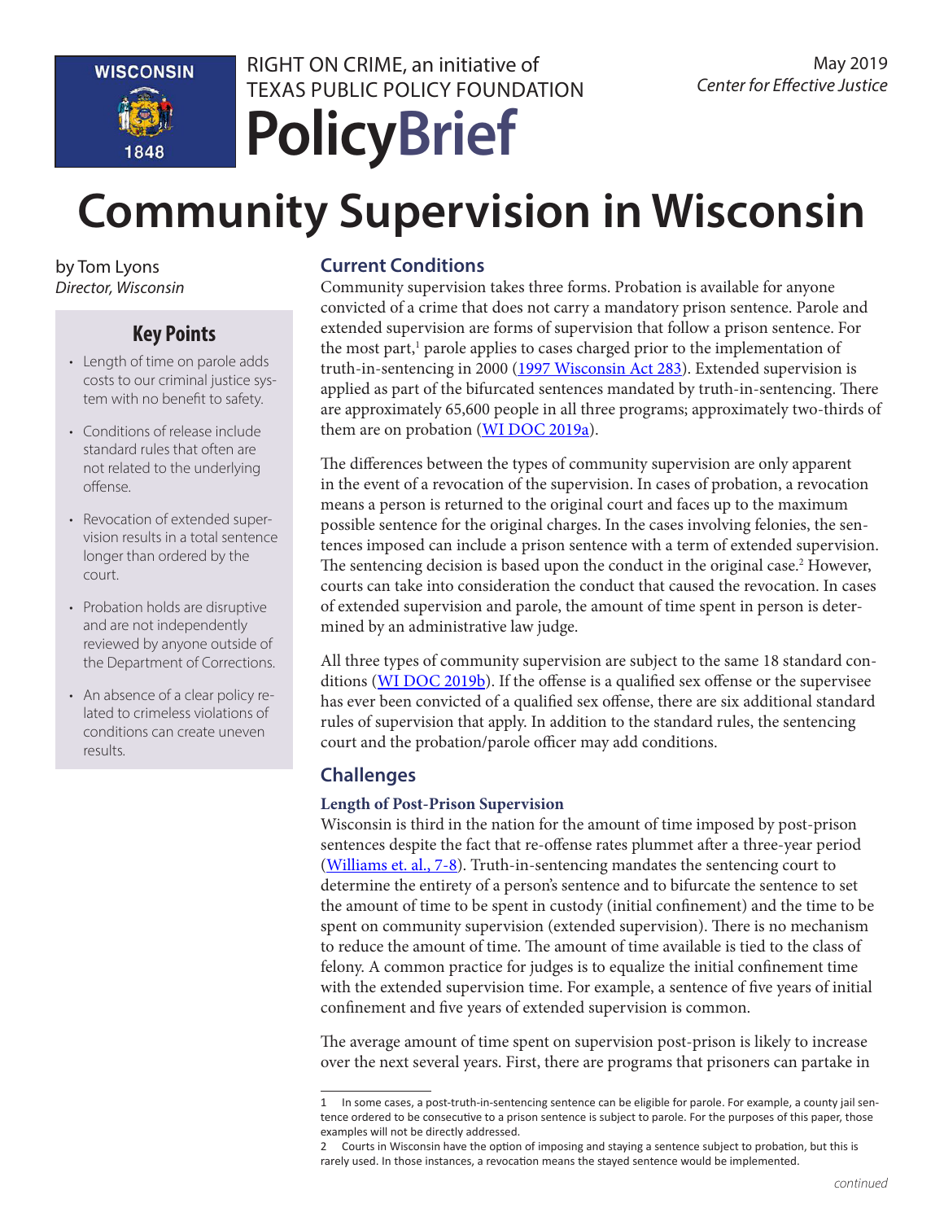RIGHT ON CRIME, an initiative of TEXAS PUBLIC POLICY FOUNDATION

**PolicyBrief**

May 2019
*Center for Effective Justice*

# Community Supervision in Wisconsin

by Tom Lyons
*Director, Wisconsin*

## Key Points

- Length of time on parole adds costs to our criminal justice system with no benefit to safety.
- Conditions of release include standard rules that often are not related to the underlying offense.
- Revocation of extended supervision results in a total sentence longer than ordered by the court.
- Probation holds are disruptive and are not independently reviewed by anyone outside of the Department of Corrections.
- An absence of a clear policy related to crimeless violations of conditions can create uneven results.

## Current Conditions

Community supervision takes three forms. Probation is available for anyone convicted of a crime that does not carry a mandatory prison sentence. Parole and extended supervision are forms of supervision that follow a prison sentence. For the most part,[1] parole applies to cases charged prior to the implementation of truth-in-sentencing in 2000 (1997 Wisconsin Act 283). Extended supervision is applied as part of the bifurcated sentences mandated by truth-in-sentencing. There are approximately 65,600 people in all three programs; approximately two-thirds of them are on probation (WI DOC 2019a).

The differences between the types of community supervision are only apparent in the event of a revocation of the supervision. In cases of probation, a revocation means a person is returned to the original court and faces up to the maximum possible sentence for the original charges. In the cases involving felonies, the sentences imposed can include a prison sentence with a term of extended supervision. The sentencing decision is based upon the conduct in the original case.[2] However, courts can take into consideration the conduct that caused the revocation. In cases of extended supervision and parole, the amount of time spent in person is determined by an administrative law judge.

All three types of community supervision are subject to the same 18 standard conditions (WI DOC 2019b). If the offense is a qualified sex offense or the supervisee has ever been convicted of a qualified sex offense, there are six additional standard rules of supervision that apply. In addition to the standard rules, the sentencing court and the probation/parole officer may add conditions.

## Challenges

### Length of Post-Prison Supervision

Wisconsin is third in the nation for the amount of time imposed by post-prison sentences despite the fact that re-offense rates plummet after a three-year period (Williams et. al., 7-8). Truth-in-sentencing mandates the sentencing court to determine the entirety of a person's sentence and to bifurcate the sentence to set the amount of time to be spent in custody (initial confinement) and the time to be spent on community supervision (extended supervision). There is no mechanism to reduce the amount of time. The amount of time available is tied to the class of felony. A common practice for judges is to equalize the initial confinement time with the extended supervision time. For example, a sentence of five years of initial confinement and five years of extended supervision is common.

The average amount of time spent on supervision post-prison is likely to increase over the next several years. First, there are programs that prisoners can partake in

1 In some cases, a post-truth-in-sentencing sentence can be eligible for parole. For example, a county jail sentence ordered to be consecutive to a prison sentence is subject to parole. For the purposes of this paper, those examples will not be directly addressed.

2 Courts in Wisconsin have the option of imposing and staying a sentence subject to probation, but this is rarely used. In those instances, a revocation means the stayed sentence would be implemented.

*continued*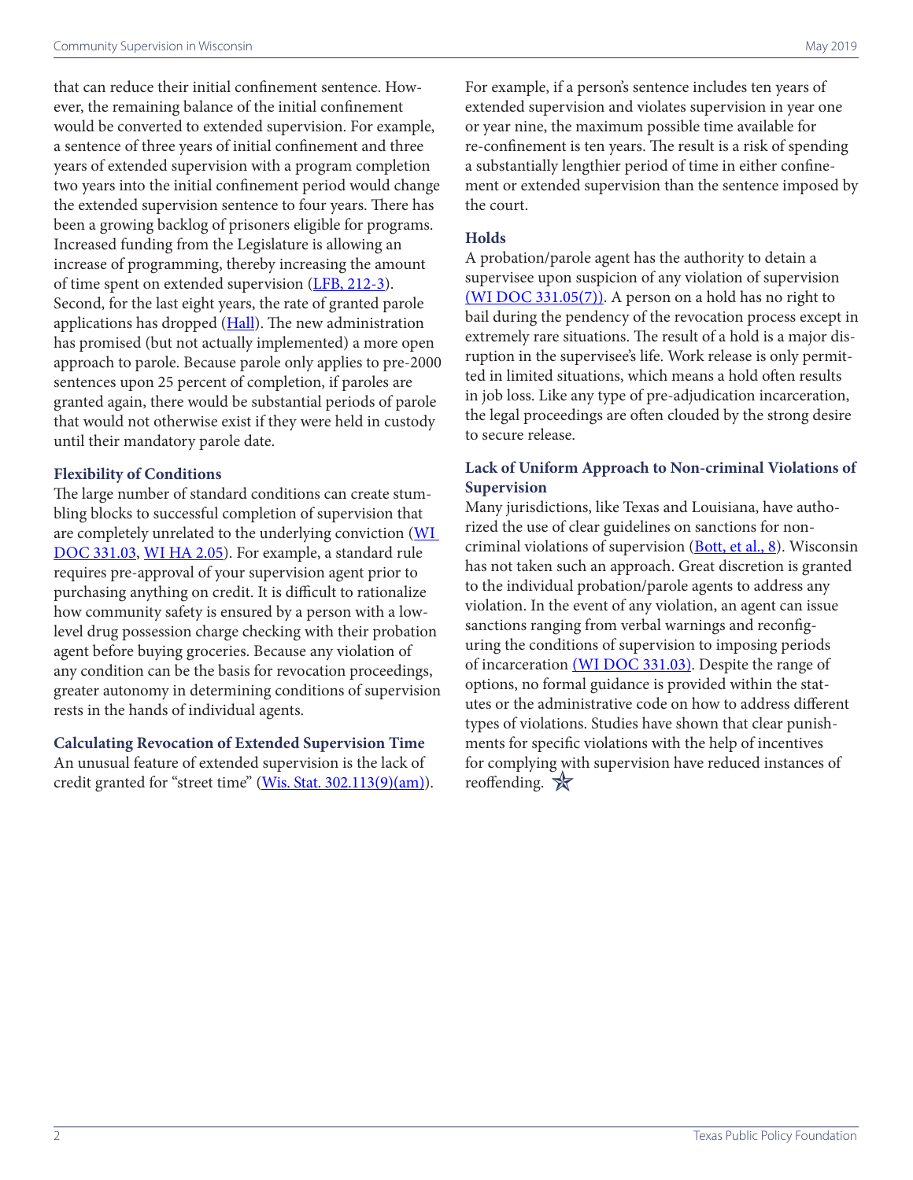that can reduce their initial confinement sentence. However, the remaining balance of the initial confinement would be converted to extended supervision. For example, a sentence of three years of initial confinement and three years of extended supervision with a program completion two years into the initial confinement period would change the extended supervision sentence to four years. There has been a growing backlog of prisoners eligible for programs. Increased funding from the Legislature is allowing an increase of programming, thereby increasing the amount of time spent on extended supervision (LFB, 212-3). Second, for the last eight years, the rate of granted parole applications has dropped (Hall). The new administration has promised (but not actually implemented) a more open approach to parole. Because parole only applies to pre-2000 sentences upon 25 percent of completion, if paroles are granted again, there would be substantial periods of parole that would not otherwise exist if they were held in custody until their mandatory parole date.

### Flexibility of Conditions

The large number of standard conditions can create stumbling blocks to successful completion of supervision that are completely unrelated to the underlying conviction (WI DOC 331.03, WI HA 2.05). For example, a standard rule requires pre-approval of your supervision agent prior to purchasing anything on credit. It is difficult to rationalize how community safety is ensured by a person with a low-level drug possession charge checking with their probation agent before buying groceries. Because any violation of any condition can be the basis for revocation proceedings, greater autonomy in determining conditions of supervision rests in the hands of individual agents.

### Calculating Revocation of Extended Supervision Time

An unusual feature of extended supervision is the lack of credit granted for "street time" (Wis. Stat. 302.113(9)(am)). For example, if a person's sentence includes ten years of extended supervision and violates supervision in year one or year nine, the maximum possible time available for re-confinement is ten years. The result is a risk of spending a substantially lengthier period of time in either confinement or extended supervision than the sentence imposed by the court.

### Holds

A probation/parole agent has the authority to detain a supervisee upon suspicion of any violation of supervision (WI DOC 331.05(7)). A person on a hold has no right to bail during the pendency of the revocation process except in extremely rare situations. The result of a hold is a major disruption in the supervisee's life. Work release is only permitted in limited situations, which means a hold often results in job loss. Like any type of pre-adjudication incarceration, the legal proceedings are often clouded by the strong desire to secure release.

### Lack of Uniform Approach to Non-criminal Violations of Supervision

Many jurisdictions, like Texas and Louisiana, have authorized the use of clear guidelines on sanctions for non-criminal violations of supervision (Bott, et al., 8). Wisconsin has not taken such an approach. Great discretion is granted to the individual probation/parole agents to address any violation. In the event of any violation, an agent can issue sanctions ranging from verbal warnings and reconfiguring the conditions of supervision to imposing periods of incarceration (WI DOC 331.03). Despite the range of options, no formal guidance is provided within the statutes or the administrative code on how to address different types of violations. Studies have shown that clear punishments for specific violations with the help of incentives for complying with supervision have reduced instances of reoffending.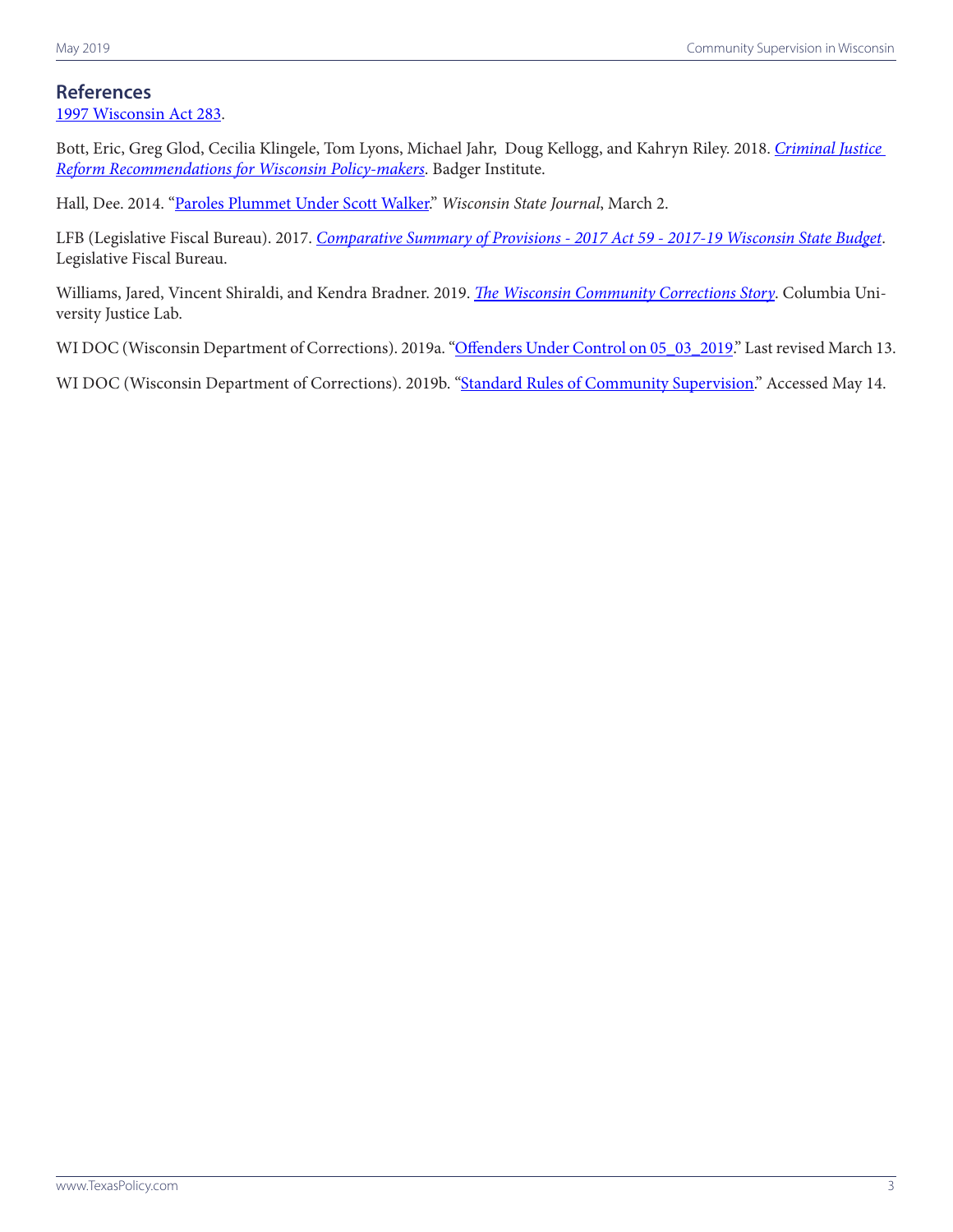## References

1997 Wisconsin Act 283.

Bott, Eric, Greg Glod, Cecilia Klingele, Tom Lyons, Michael Jahr, Doug Kellogg, and Kahryn Riley. 2018. *Criminal Justice Reform Recommendations for Wisconsin Policy-makers*. Badger Institute.

Hall, Dee. 2014. "Paroles Plummet Under Scott Walker." *Wisconsin State Journal*, March 2.

LFB (Legislative Fiscal Bureau). 2017. *Comparative Summary of Provisions - 2017 Act 59 - 2017-19 Wisconsin State Budget*. Legislative Fiscal Bureau.

Williams, Jared, Vincent Shiraldi, and Kendra Bradner. 2019. *The Wisconsin Community Corrections Story*. Columbia University Justice Lab.

WI DOC (Wisconsin Department of Corrections). 2019a. "Offenders Under Control on 05_03_2019." Last revised March 13.

WI DOC (Wisconsin Department of Corrections). 2019b. "Standard Rules of Community Supervision." Accessed May 14.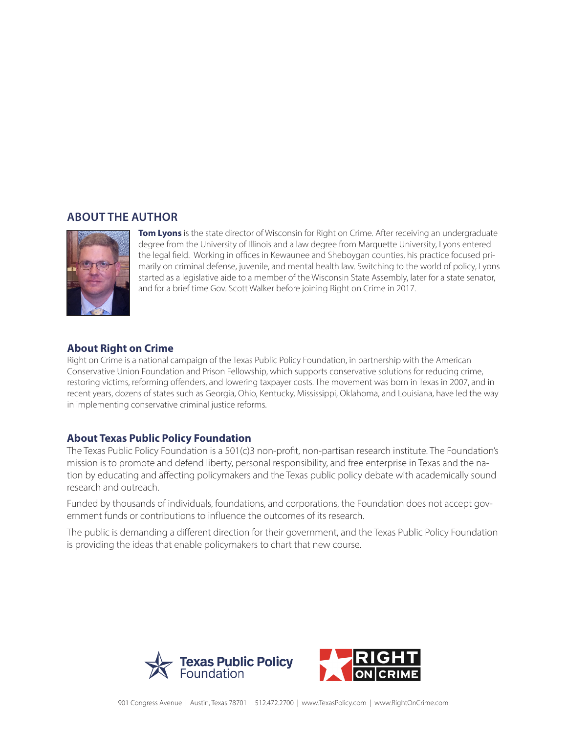## ABOUT THE AUTHOR

**Tom Lyons** is the state director of Wisconsin for Right on Crime. After receiving an undergraduate degree from the University of Illinois and a law degree from Marquette University, Lyons entered the legal field. Working in offices in Kewaunee and Sheboygan counties, his practice focused primarily on criminal defense, juvenile, and mental health law. Switching to the world of policy, Lyons started as a legislative aide to a member of the Wisconsin State Assembly, later for a state senator, and for a brief time Gov. Scott Walker before joining Right on Crime in 2017.

### About Right on Crime

Right on Crime is a national campaign of the Texas Public Policy Foundation, in partnership with the American Conservative Union Foundation and Prison Fellowship, which supports conservative solutions for reducing crime, restoring victims, reforming offenders, and lowering taxpayer costs. The movement was born in Texas in 2007, and in recent years, dozens of states such as Georgia, Ohio, Kentucky, Mississippi, Oklahoma, and Louisiana, have led the way in implementing conservative criminal justice reforms.

### About Texas Public Policy Foundation

The Texas Public Policy Foundation is a 501(c)3 non-profit, non-partisan research institute. The Foundation's mission is to promote and defend liberty, personal responsibility, and free enterprise in Texas and the nation by educating and affecting policymakers and the Texas public policy debate with academically sound research and outreach.

Funded by thousands of individuals, foundations, and corporations, the Foundation does not accept government funds or contributions to influence the outcomes of its research.

The public is demanding a different direction for their government, and the Texas Public Policy Foundation is providing the ideas that enable policymakers to chart that new course.

Texas Public Policy Foundation

RIGHT ON CRIME

901 Congress Avenue | Austin, Texas 78701 | 512.472.2700 | www.TexasPolicy.com | www.RightOnCrime.com